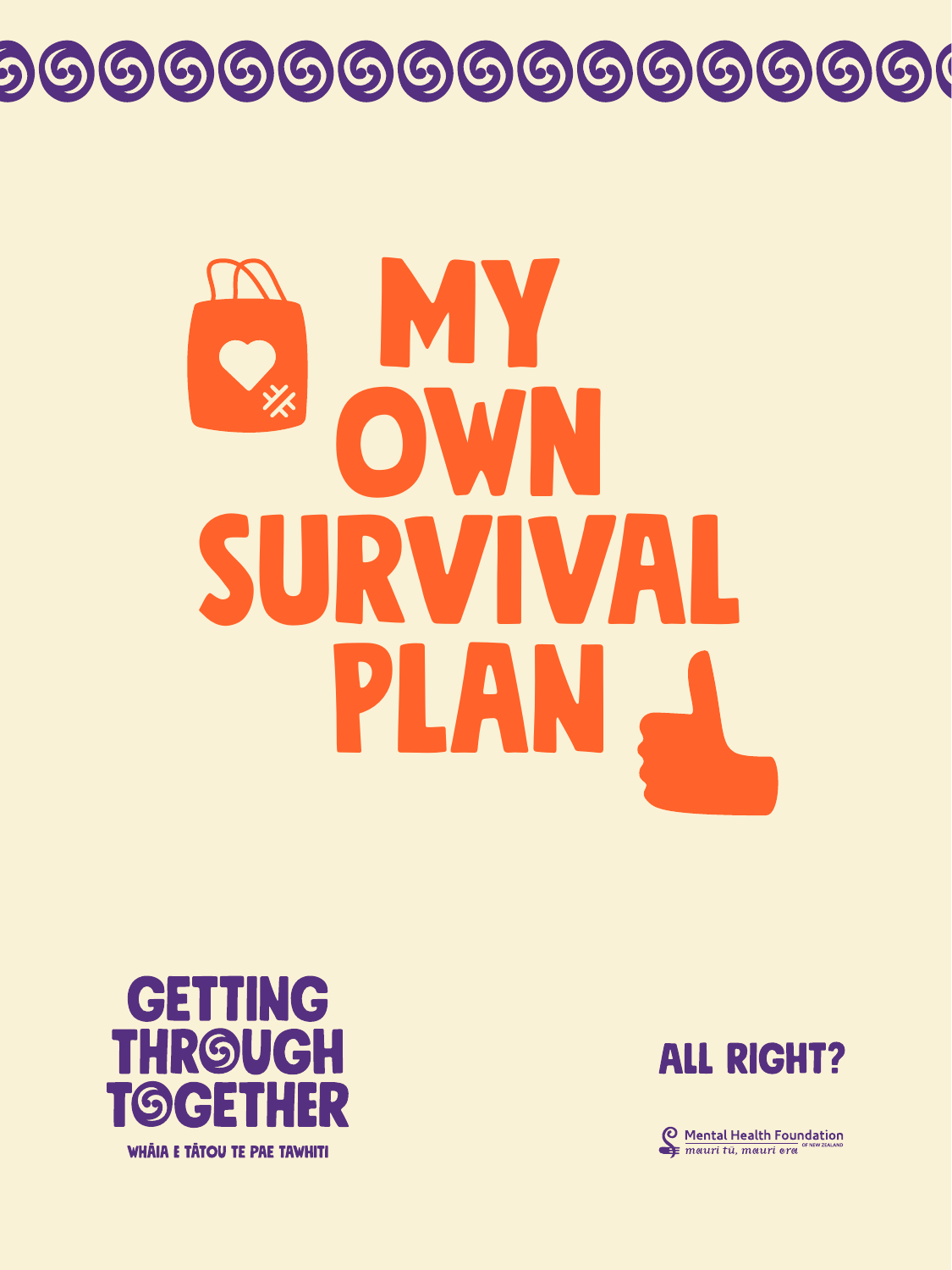# MY OWN SURVIVAL PLAN

GETTING THROUGH TOGETHER

WHĀIA E TĀTOU TE PAE TAWHITI

ALL RIGHT?

Mental Health Foundation OF NEW ZEALAND

mauri tū, mauri ora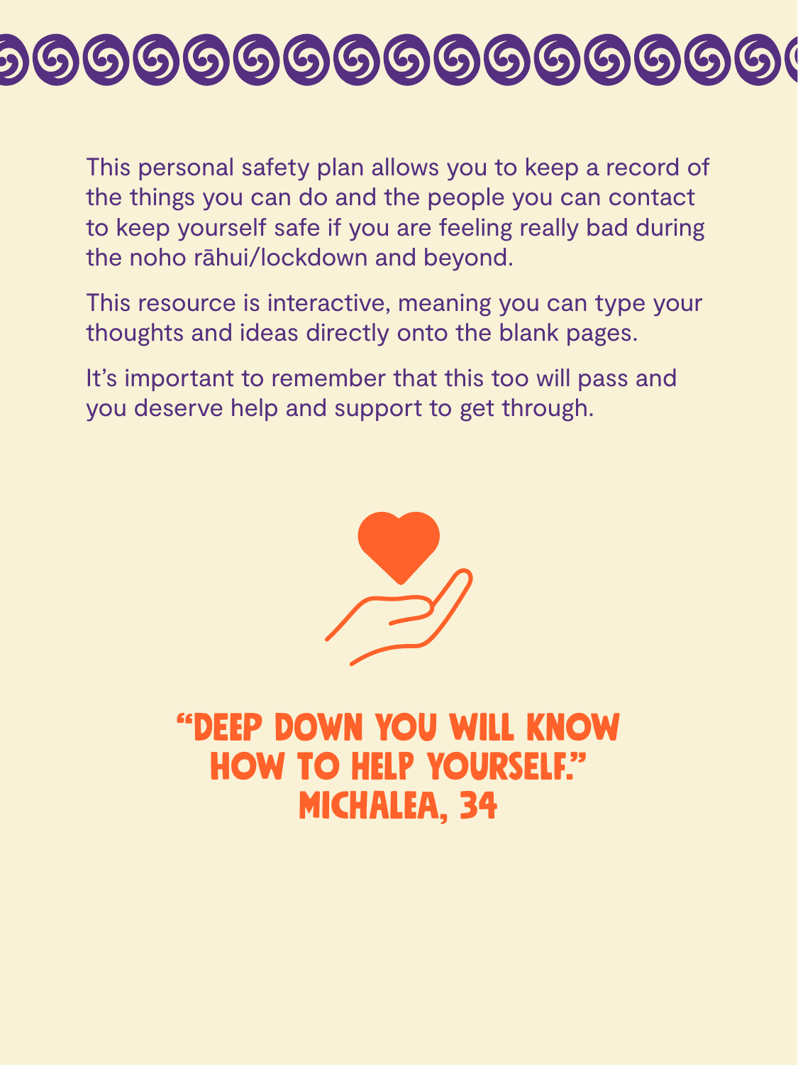This personal safety plan allows you to keep a record of the things you can do and the people you can contact to keep yourself safe if you are feeling really bad during the noho rāhui/lockdown and beyond.

This resource is interactive, meaning you can type your thoughts and ideas directly onto the blank pages.

It's important to remember that this too will pass and you deserve help and support to get through.

**"DEEP DOWN YOU WILL KNOW HOW TO HELP YOURSELF." MICHALEA, 34**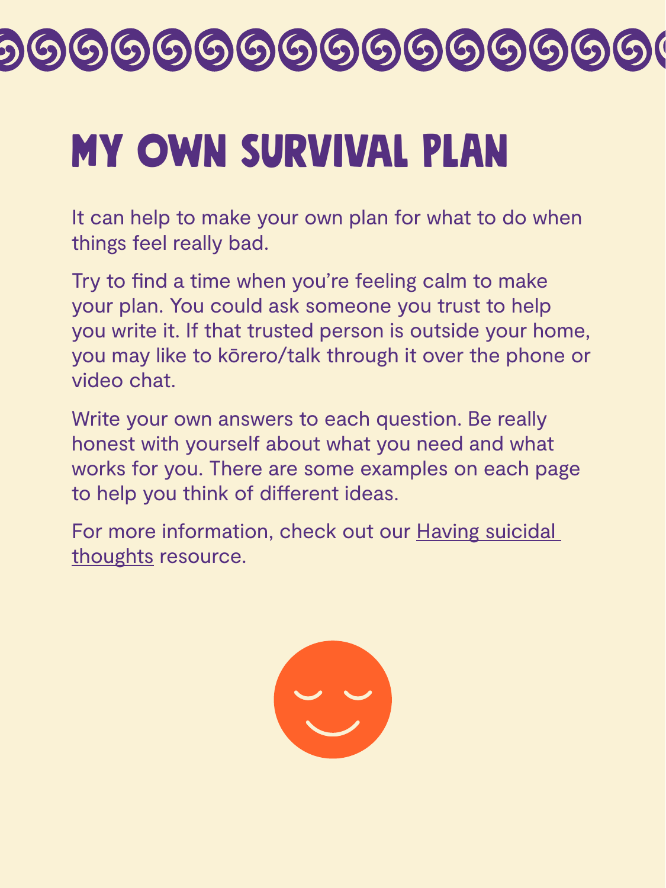# MY OWN SURVIVAL PLAN

It can help to make your own plan for what to do when things feel really bad.

Try to find a time when you're feeling calm to make your plan. You could ask someone you trust to help you write it. If that trusted person is outside your home, you may like to kōrero/talk through it over the phone or video chat.

Write your own answers to each question. Be really honest with yourself about what you need and what works for you. There are some examples on each page to help you think of different ideas.

For more information, check out our Having suicidal thoughts resource.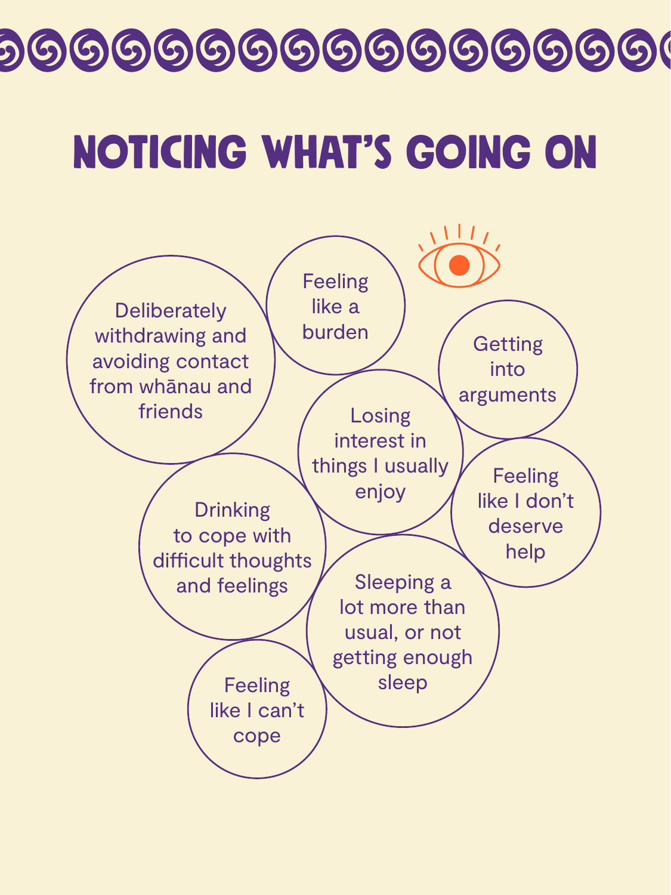# NOTICING WHAT'S GOING ON

- Deliberately withdrawing and avoiding contact from whānau and friends
- Feeling like a burden
- Getting into arguments
- Losing interest in things I usually enjoy
- Feeling like I don't deserve help
- Drinking to cope with difficult thoughts and feelings
- Sleeping a lot more than usual, or not getting enough sleep
- Feeling like I can't cope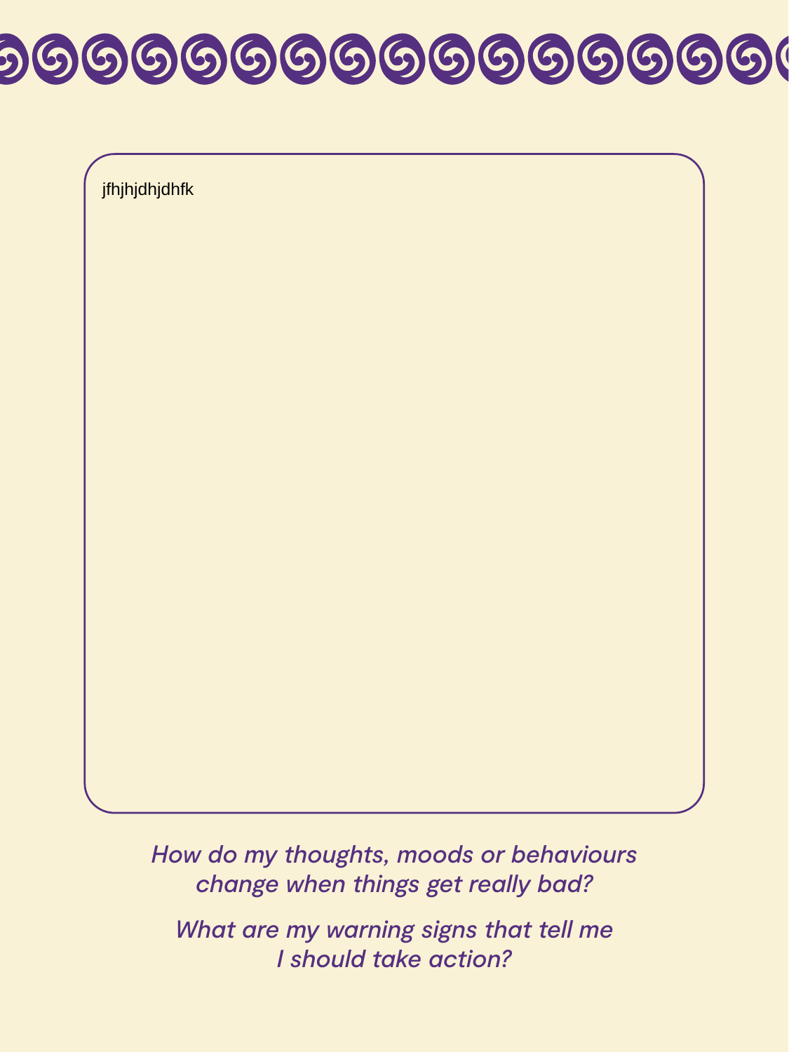jfhjhjdhjdhfk

*How do my thoughts, moods or behaviours change when things get really bad?*

*What are my warning signs that tell me I should take action?*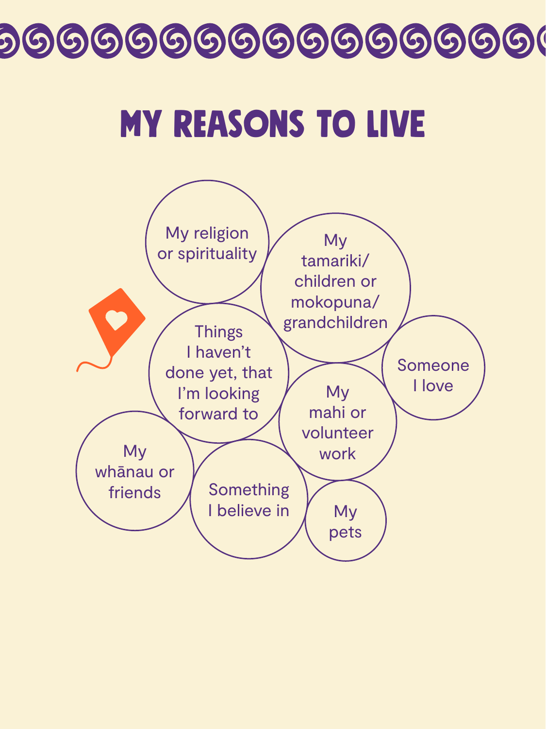# MY REASONS TO LIVE

- My religion or spirituality
- My tamariki/children or mokopuna/grandchildren
- Things I haven't done yet, that I'm looking forward to
- Someone I love
- My mahi or volunteer work
- My whānau or friends
- Something I believe in
- My pets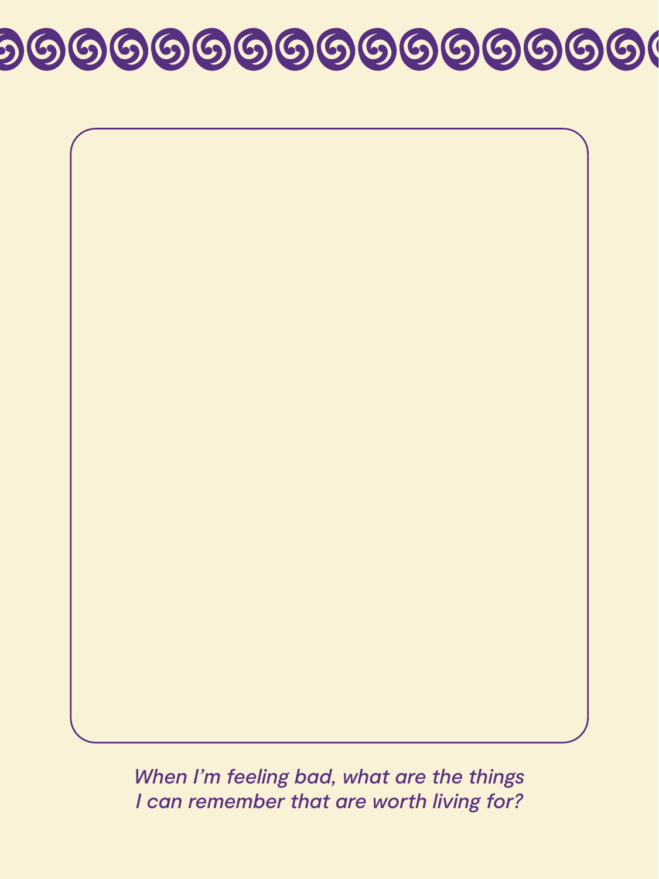*When I'm feeling bad, what are the things I can remember that are worth living for?*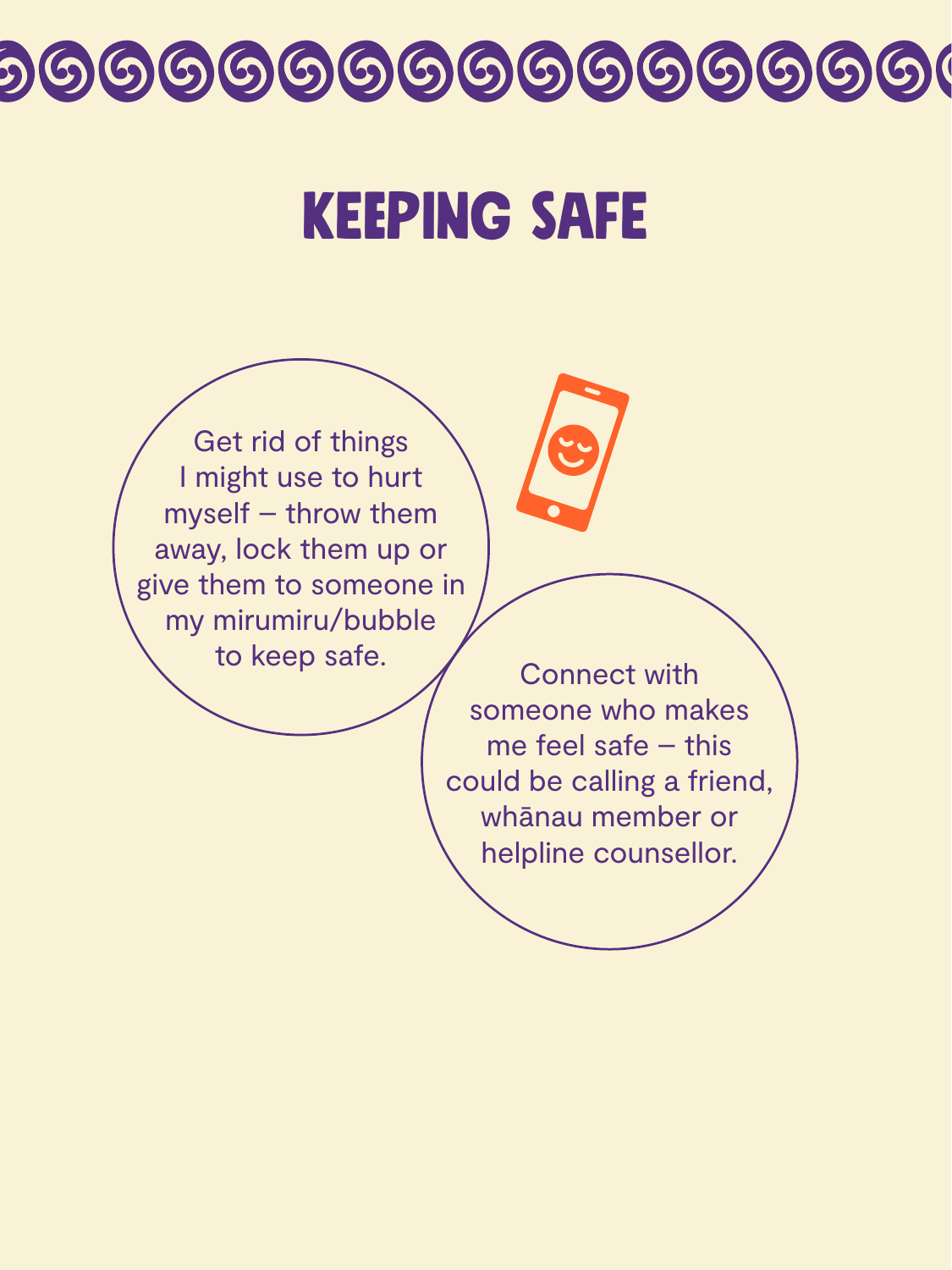# KEEPING SAFE

Get rid of things I might use to hurt myself – throw them away, lock them up or give them to someone in my mirumiru/bubble to keep safe.

Connect with someone who makes me feel safe – this could be calling a friend, whānau member or helpline counsellor.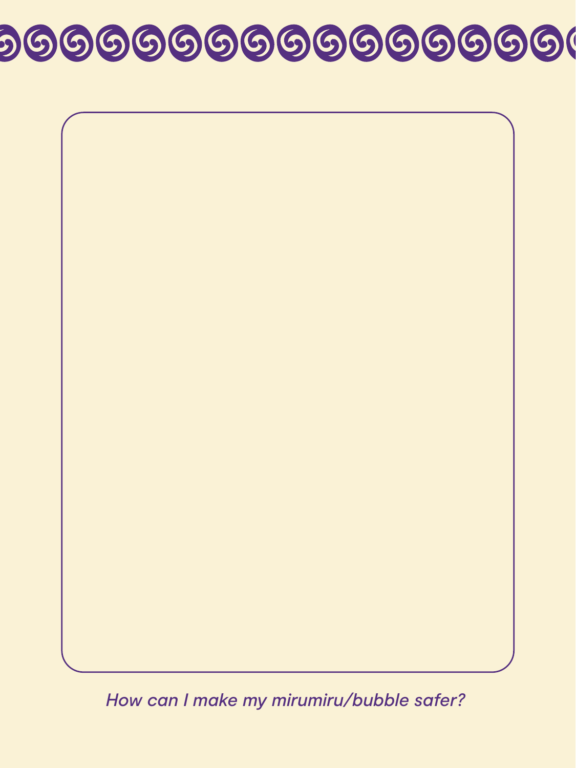*How can I make my mirumiru/bubble safer?*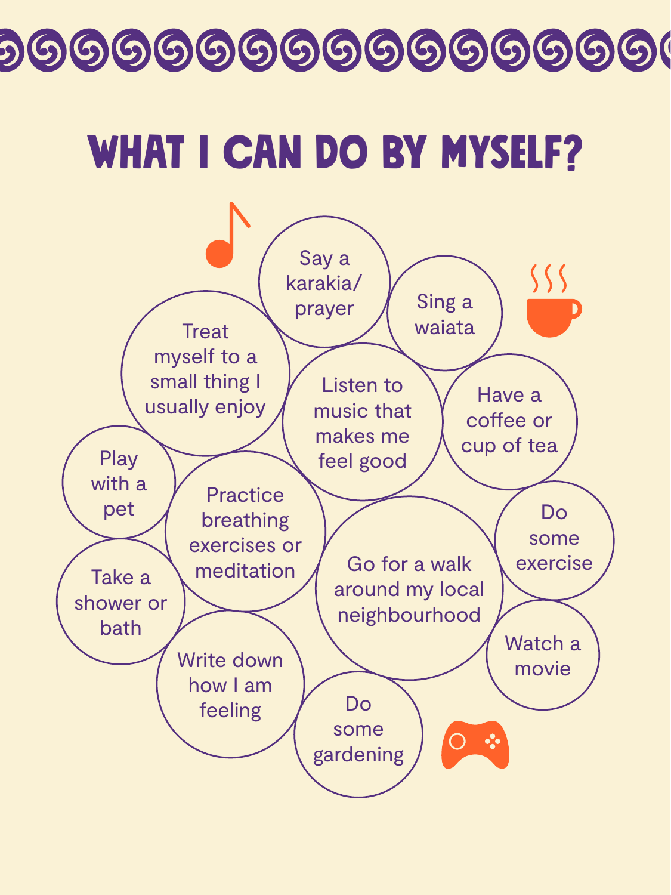# WHAT I CAN DO BY MYSELF?

- Say a karakia/ prayer
- Sing a waiata
- Treat myself to a small thing I usually enjoy
- Listen to music that makes me feel good
- Have a coffee or cup of tea
- Play with a pet
- Practice breathing exercises or meditation
- Go for a walk around my local neighbourhood
- Do some exercise
- Take a shower or bath
- Write down how I am feeling
- Do some gardening
- Watch a movie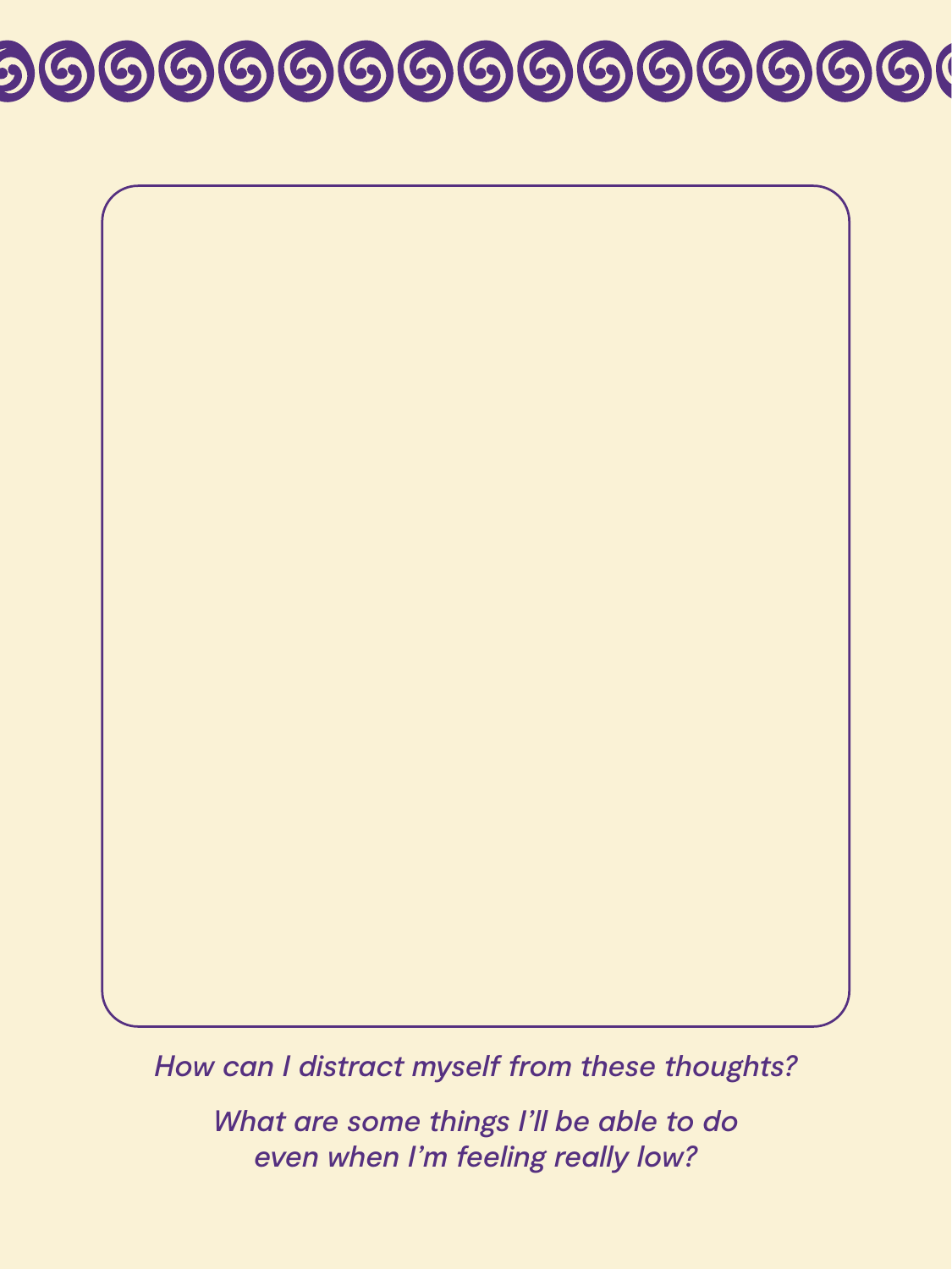*How can I distract myself from these thoughts?*

*What are some things I'll be able to do even when I'm feeling really low?*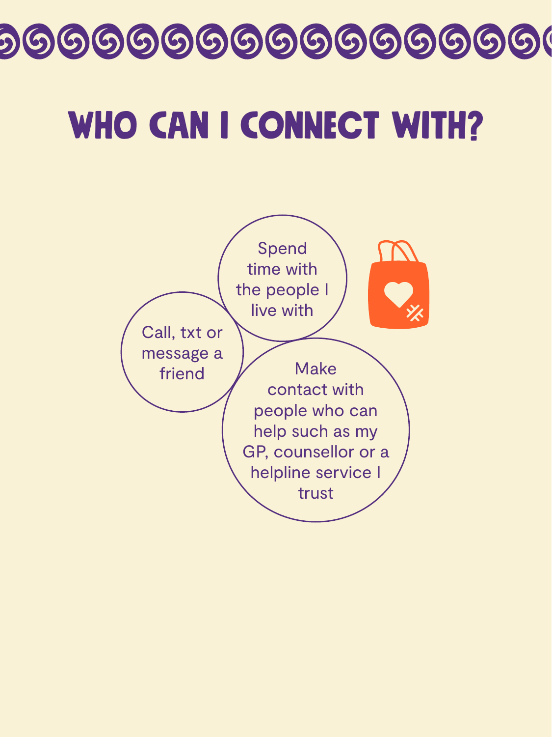# WHO CAN I CONNECT WITH?

- Spend time with the people I live with
- Call, txt or message a friend
- Make contact with people who can help such as my GP, counsellor or a helpline service I trust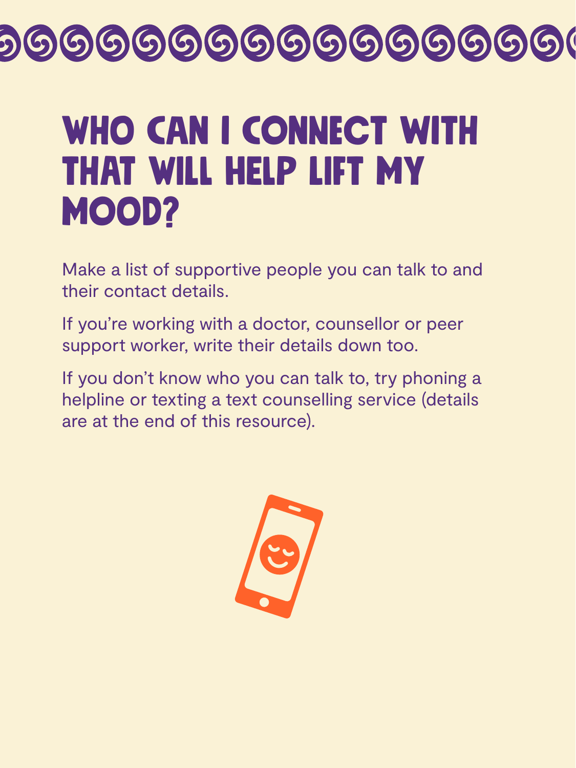# WHO CAN I CONNECT WITH THAT WILL HELP LIFT MY MOOD?

Make a list of supportive people you can talk to and their contact details.

If you're working with a doctor, counsellor or peer support worker, write their details down too.

If you don't know who you can talk to, try phoning a helpline or texting a text counselling service (details are at the end of this resource).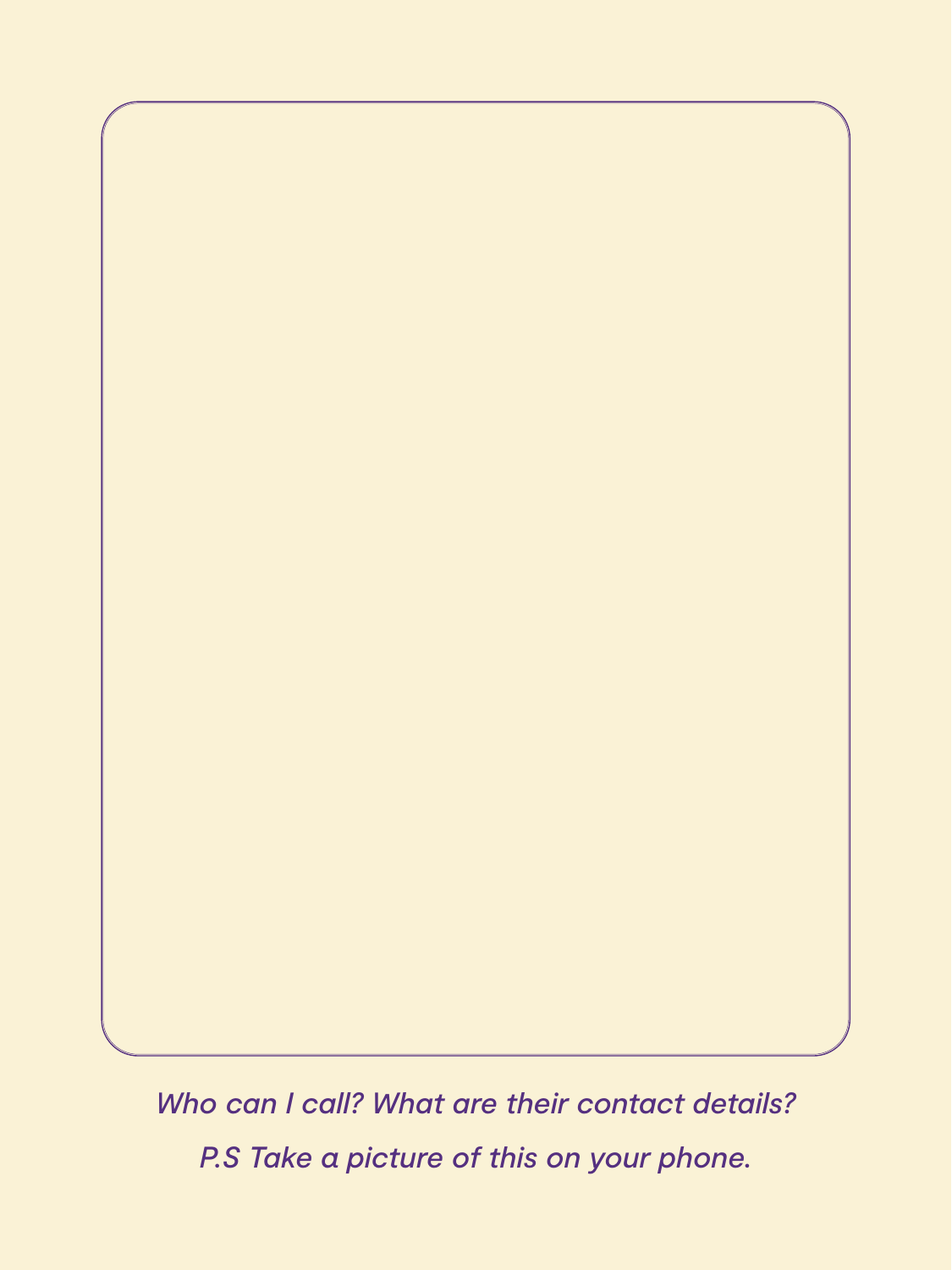*Who can I call? What are their contact details?*

*P.S Take a picture of this on your phone.*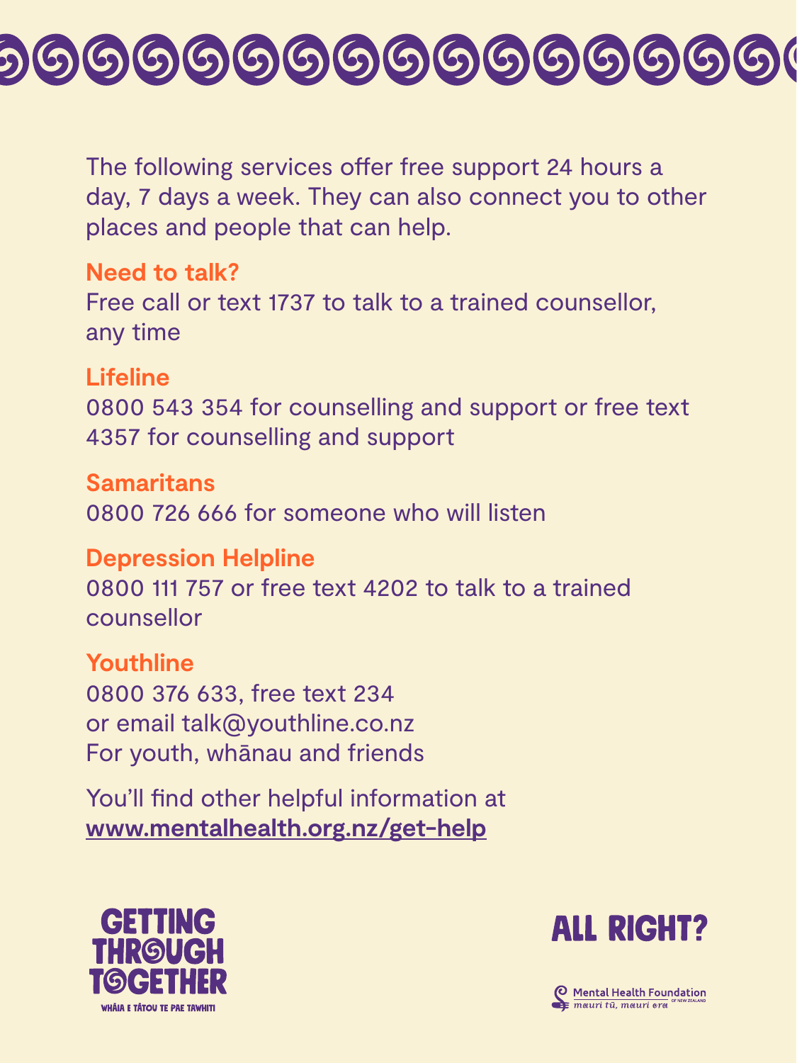The following services offer free support 24 hours a day, 7 days a week. They can also connect you to other places and people that can help.

**Need to talk?**
Free call or text 1737 to talk to a trained counsellor, any time

**Lifeline**
0800 543 354 for counselling and support or free text 4357 for counselling and support

**Samaritans**
0800 726 666 for someone who will listen

**Depression Helpline**
0800 111 757 or free text 4202 to talk to a trained counsellor

**Youthline**
0800 376 633, free text 234
or email talk@youthline.co.nz
For youth, whānau and friends

You'll find other helpful information at **www.mentalhealth.org.nz/get-help**

GETTING THROUGH TOGETHER
WHĀIA E TĀTOU TE PAE TAWHITI

ALL RIGHT?

Mental Health Foundation of New Zealand
mauri tū, mauri ora